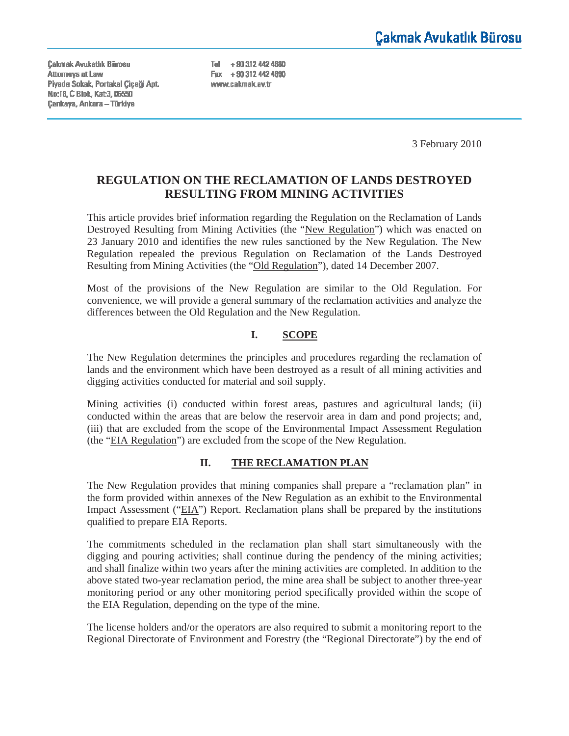Çakmak Avukatlık Bürosu

Çakmak Avukatlık Bürosu
Attorneys at Law
Piyade Sokak, Portakal Çiçeği Apt.
No:18, C Blok, Kat:3, 06550
Çankaya, Ankara – Türkiye

Tel +90 312 442 4680
Fax +90 312 442 4690
www.cakmak.av.tr

3 February 2010

# REGULATION ON THE RECLAMATION OF LANDS DESTROYED RESULTING FROM MINING ACTIVITIES

This article provides brief information regarding the Regulation on the Reclamation of Lands Destroyed Resulting from Mining Activities (the "New Regulation") which was enacted on 23 January 2010 and identifies the new rules sanctioned by the New Regulation. The New Regulation repealed the previous Regulation on Reclamation of the Lands Destroyed Resulting from Mining Activities (the "Old Regulation"), dated 14 December 2007.

Most of the provisions of the New Regulation are similar to the Old Regulation. For convenience, we will provide a general summary of the reclamation activities and analyze the differences between the Old Regulation and the New Regulation.

## I. SCOPE

The New Regulation determines the principles and procedures regarding the reclamation of lands and the environment which have been destroyed as a result of all mining activities and digging activities conducted for material and soil supply.

Mining activities (i) conducted within forest areas, pastures and agricultural lands; (ii) conducted within the areas that are below the reservoir area in dam and pond projects; and, (iii) that are excluded from the scope of the Environmental Impact Assessment Regulation (the "EIA Regulation") are excluded from the scope of the New Regulation.

## II. THE RECLAMATION PLAN

The New Regulation provides that mining companies shall prepare a "reclamation plan" in the form provided within annexes of the New Regulation as an exhibit to the Environmental Impact Assessment ("EIA") Report. Reclamation plans shall be prepared by the institutions qualified to prepare EIA Reports.

The commitments scheduled in the reclamation plan shall start simultaneously with the digging and pouring activities; shall continue during the pendency of the mining activities; and shall finalize within two years after the mining activities are completed. In addition to the above stated two-year reclamation period, the mine area shall be subject to another three-year monitoring period or any other monitoring period specifically provided within the scope of the EIA Regulation, depending on the type of the mine.

The license holders and/or the operators are also required to submit a monitoring report to the Regional Directorate of Environment and Forestry (the "Regional Directorate") by the end of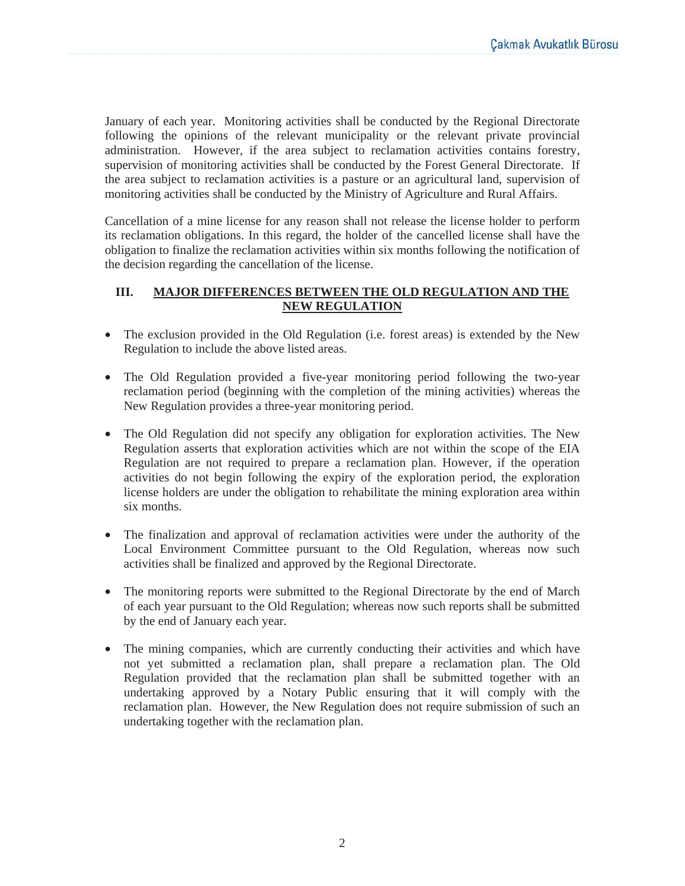January of each year. Monitoring activities shall be conducted by the Regional Directorate following the opinions of the relevant municipality or the relevant private provincial administration. However, if the area subject to reclamation activities contains forestry, supervision of monitoring activities shall be conducted by the Forest General Directorate. If the area subject to reclamation activities is a pasture or an agricultural land, supervision of monitoring activities shall be conducted by the Ministry of Agriculture and Rural Affairs.

Cancellation of a mine license for any reason shall not release the license holder to perform its reclamation obligations. In this regard, the holder of the cancelled license shall have the obligation to finalize the reclamation activities within six months following the notification of the decision regarding the cancellation of the license.

## III. MAJOR DIFFERENCES BETWEEN THE OLD REGULATION AND THE NEW REGULATION

- The exclusion provided in the Old Regulation (i.e. forest areas) is extended by the New Regulation to include the above listed areas.

- The Old Regulation provided a five-year monitoring period following the two-year reclamation period (beginning with the completion of the mining activities) whereas the New Regulation provides a three-year monitoring period.

- The Old Regulation did not specify any obligation for exploration activities. The New Regulation asserts that exploration activities which are not within the scope of the EIA Regulation are not required to prepare a reclamation plan. However, if the operation activities do not begin following the expiry of the exploration period, the exploration license holders are under the obligation to rehabilitate the mining exploration area within six months.

- The finalization and approval of reclamation activities were under the authority of the Local Environment Committee pursuant to the Old Regulation, whereas now such activities shall be finalized and approved by the Regional Directorate.

- The monitoring reports were submitted to the Regional Directorate by the end of March of each year pursuant to the Old Regulation; whereas now such reports shall be submitted by the end of January each year.

- The mining companies, which are currently conducting their activities and which have not yet submitted a reclamation plan, shall prepare a reclamation plan. The Old Regulation provided that the reclamation plan shall be submitted together with an undertaking approved by a Notary Public ensuring that it will comply with the reclamation plan. However, the New Regulation does not require submission of such an undertaking together with the reclamation plan.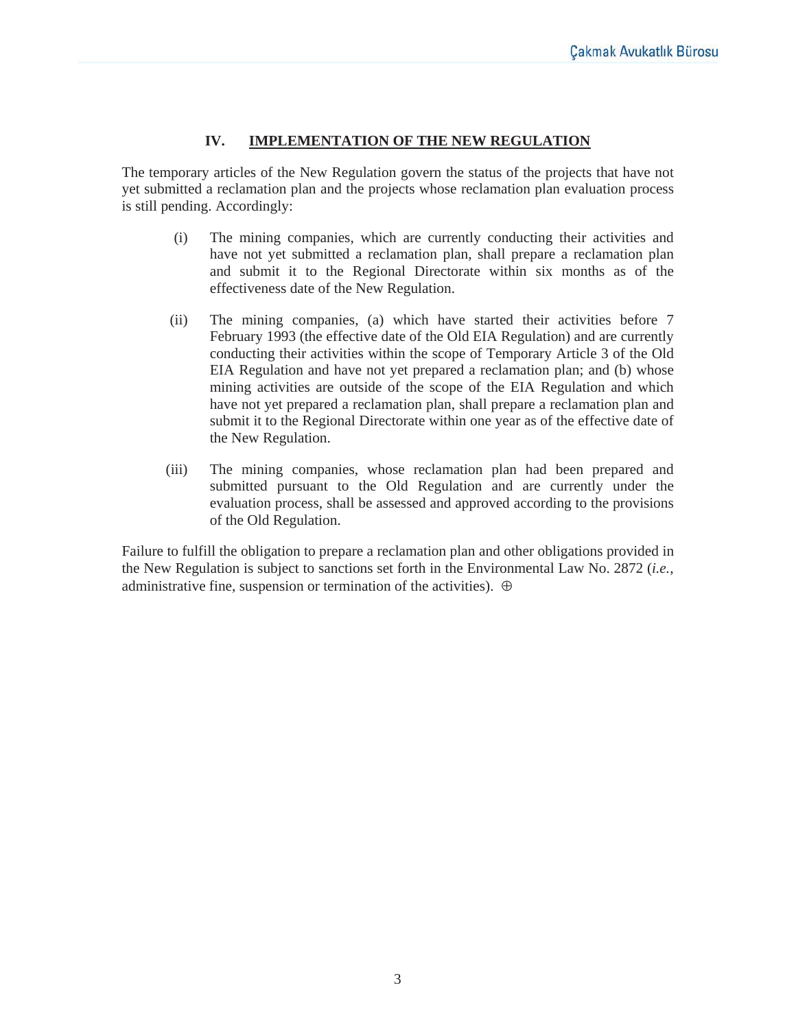## IV. IMPLEMENTATION OF THE NEW REGULATION

The temporary articles of the New Regulation govern the status of the projects that have not yet submitted a reclamation plan and the projects whose reclamation plan evaluation process is still pending. Accordingly:

(i) The mining companies, which are currently conducting their activities and have not yet submitted a reclamation plan, shall prepare a reclamation plan and submit it to the Regional Directorate within six months as of the effectiveness date of the New Regulation.

(ii) The mining companies, (a) which have started their activities before 7 February 1993 (the effective date of the Old EIA Regulation) and are currently conducting their activities within the scope of Temporary Article 3 of the Old EIA Regulation and have not yet prepared a reclamation plan; and (b) whose mining activities are outside of the scope of the EIA Regulation and which have not yet prepared a reclamation plan, shall prepare a reclamation plan and submit it to the Regional Directorate within one year as of the effective date of the New Regulation.

(iii) The mining companies, whose reclamation plan had been prepared and submitted pursuant to the Old Regulation and are currently under the evaluation process, shall be assessed and approved according to the provisions of the Old Regulation.

Failure to fulfill the obligation to prepare a reclamation plan and other obligations provided in the New Regulation is subject to sanctions set forth in the Environmental Law No. 2872 (*i.e.*, administrative fine, suspension or termination of the activities). ⊕